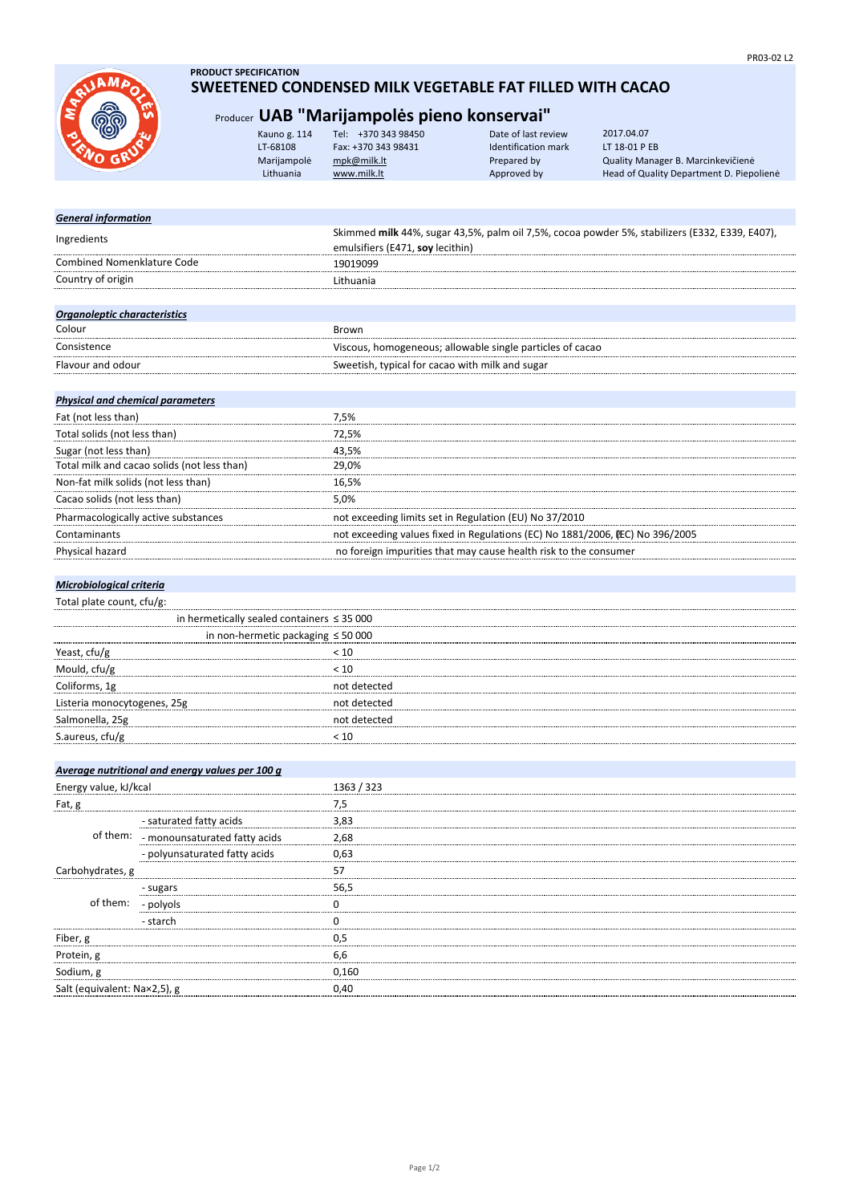PRODUCT SPECIFICATION

# SWEETENED CONDENSED MILK VEGETABLE FAT FILLED WITH CACAO

Producer **UAB "Marijampolės pieno konservai"**

| | | | |
|---|---|---|---|
| Kauno g. 114 | Tel: +370 343 98450 | Date of last review | 2017.04.07 |
| LT-68108 | Fax: +370 343 98431 | Identification mark | LT 18-01 P EB |
| Marijampolė | mpk@milk.lt | Prepared by | Quality Manager B. Marcinkevičienė |
| Lithuania | www.milk.lt | Approved by | Head of Quality Department D. Piepolienė |

### *General information*

| | |
|---|---|
| Ingredients | Skimmed **milk** 44%, sugar 43,5%, palm oil 7,5%, cocoa powder 5%, stabilizers (E332, E339, E407), emulsifiers (E471, **soy** lecithin) |
| Combined Nomenklature Code | 19019099 |
| Country of origin | Lithuania |

### *Organoleptic characteristics*

| | |
|---|---|
| Colour | Brown |
| Consistence | Viscous, homogeneous; allowable single particles of cacao |
| Flavour and odour | Sweetish, typical for cacao with milk and sugar |

### *Physical and chemical parameters*

| | |
|---|---|
| Fat (not less than) | 7,5% |
| Total solids (not less than) | 72,5% |
| Sugar (not less than) | 43,5% |
| Total milk and cacao solids (not less than) | 29,0% |
| Non-fat milk solids (not less than) | 16,5% |
| Cacao solids (not less than) | 5,0% |
| Pharmacologically active substances | not exceeding limits set in Regulation (EU) No 37/2010 |
| Contaminants | not exceeding values fixed in Regulations (EC) No 1881/2006, (EC) No 396/2005 |
| Physical hazard | no foreign impurities that may cause health risk to the consumer |

### *Microbiological criteria*

| | |
|---|---|
| Total plate count, cfu/g: | |
| in hermetically sealed containers | ≤ 35 000 |
| in non-hermetic packaging | ≤ 50 000 |
| Yeast, cfu/g | < 10 |
| Mould, cfu/g | < 10 |
| Coliforms, 1g | not detected |
| Listeria monocytogenes, 25g | not detected |
| Salmonella, 25g | not detected |
| S.aureus, cfu/g | < 10 |

### *Average nutritional and energy values per 100 g*

| | | |
|---|---|---|
| Energy value, kJ/kcal | | 1363 / 323 |
| Fat, g | | 7,5 |
| of them: | - saturated fatty acids | 3,83 |
| | - monounsaturated fatty acids | 2,68 |
| | - polyunsaturated fatty acids | 0,63 |
| Carbohydrates, g | | 57 |
| of them: | - sugars | 56,5 |
| | - polyols | 0 |
| | - starch | 0 |
| Fiber, g | | 0,5 |
| Protein, g | | 6,6 |
| Sodium, g | | 0,160 |
| Salt (equivalent: Na×2,5), g | | 0,40 |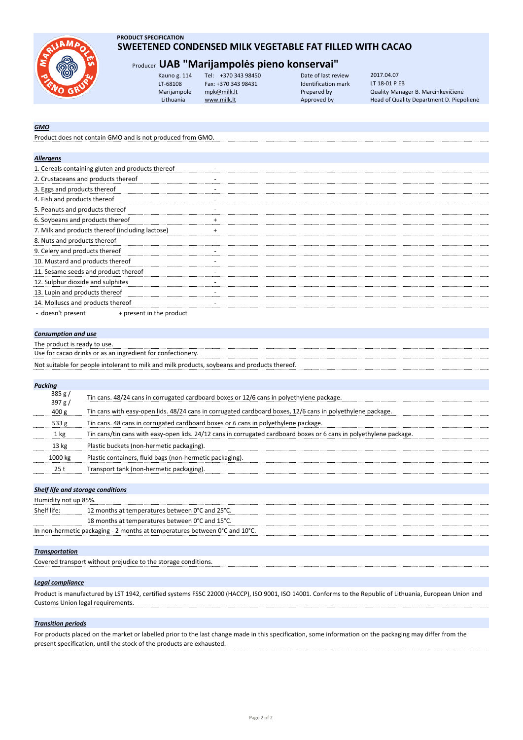**PRODUCT SPECIFICATION**

# SWEETENED CONDENSED MILK VEGETABLE FAT FILLED WITH CACAO

Producer **UAB "Marijampolės pieno konservai"**

| | | | |
|---|---|---|---|
| Kauno g. 114 | Tel: +370 343 98450 | Date of last review | 2017.04.07 |
| LT-68108 | Fax: +370 343 98431 | Identification mark | LT 18-01 P EB |
| Marijampolė | mpk@milk.lt | Prepared by | Quality Manager B. Marcinkevičienė |
| Lithuania | www.milk.lt | Approved by | Head of Quality Department D. Piepolienė |

## *GMO*

Product does not contain GMO and is not produced from GMO.

## *Allergens*

| | |
|---|---|
| 1. Cereals containing gluten and products thereof | - |
| 2. Crustaceans and products thereof | - |
| 3. Eggs and products thereof | - |
| 4. Fish and products thereof | - |
| 5. Peanuts and products thereof | - |
| 6. Soybeans and products thereof | + |
| 7. Milk and products thereof (including lactose) | + |
| 8. Nuts and products thereof | - |
| 9. Celery and products thereof | - |
| 10. Mustard and products thereof | - |
| 11. Sesame seeds and product thereof | - |
| 12. Sulphur dioxide and sulphites | - |
| 13. Lupin and products thereof | - |
| 14. Molluscs and products thereof | - |

- doesn't present + present in the product

## *Consumption and use*

The product is ready to use.

Use for cacao drinks or as an ingredient for confectionery.

Not suitable for people intolerant to milk and milk products, soybeans and products thereof.

## *Packing*

| | |
|---|---|
| 385 g / 397 g / | Tin cans. 48/24 cans in corrugated cardboard boxes or 12/6 cans in polyethylene package. |
| 400 g | Tin cans with easy-open lids. 48/24 cans in corrugated cardboard boxes, 12/6 cans in polyethylene package. |
| 533 g | Tin cans. 48 cans in corrugated cardboard boxes or 6 cans in polyethylene package. |
| 1 kg | Tin cans/tin cans with easy-open lids. 24/12 cans in corrugated cardboard boxes or 6 cans in polyethylene package. |
| 13 kg | Plastic buckets (non-hermetic packaging). |
| 1000 kg | Plastic containers, fluid bags (non-hermetic packaging). |
| 25 t | Transport tank (non-hermetic packaging). |

## *Shelf life and storage conditions*

Humidity not up 85%.

| | |
|---|---|
| Shelf life: | 12 months at temperatures between 0°C and 25°C. |
| | 18 months at temperatures between 0°C and 15°C. |

In non-hermetic packaging - 2 months at temperatures between 0°C and 10°C.

## *Transportation*

Covered transport without prejudice to the storage conditions.

## *Legal compliance*

Product is manufactured by LST 1942, certified systems FSSC 22000 (HACCP), ISO 9001, ISO 14001. Conforms to the Republic of Lithuania, European Union and Customs Union legal requirements.

## *Transition periods*

For products placed on the market or labelled prior to the last change made in this specification, some information on the packaging may differ from the present specification, until the stock of the products are exhausted.